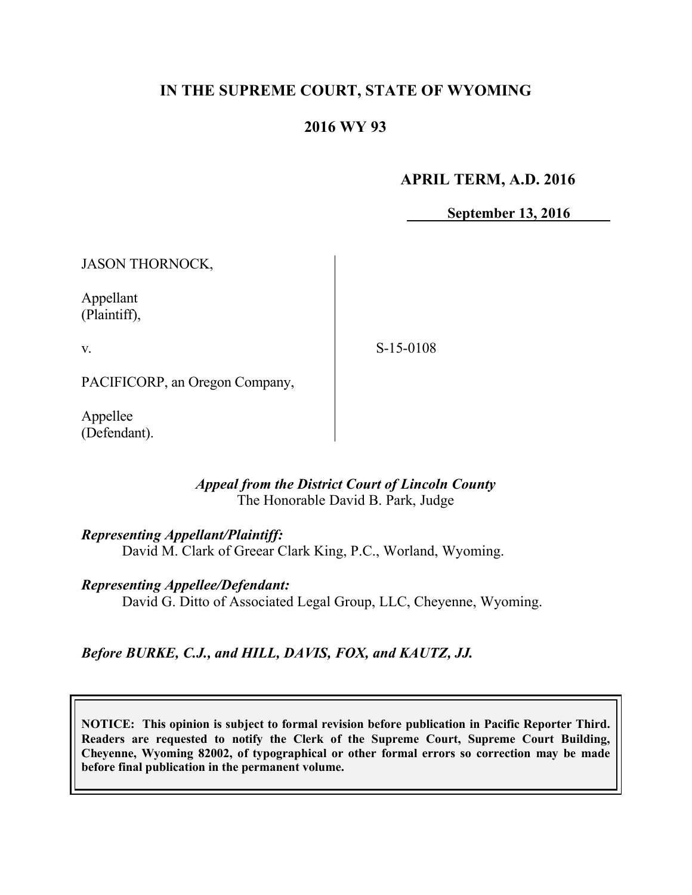# IN THE SUPREME COURT, STATE OF WYOMING

## 2016 WY 93

**APRIL TERM, A.D. 2016**

**September 13, 2016**

JASON THORNOCK,

Appellant
(Plaintiff),

v.

PACIFICORP, an Oregon Company,

Appellee
(Defendant).

S-15-0108

*Appeal from the District Court of Lincoln County*
The Honorable David B. Park, Judge

***Representing Appellant/Plaintiff:***
David M. Clark of Greear Clark King, P.C., Worland, Wyoming.

***Representing Appellee/Defendant:***
David G. Ditto of Associated Legal Group, LLC, Cheyenne, Wyoming.

***Before BURKE, C.J., and HILL, DAVIS, FOX, and KAUTZ, JJ.***

**NOTICE: This opinion is subject to formal revision before publication in Pacific Reporter Third. Readers are requested to notify the Clerk of the Supreme Court, Supreme Court Building, Cheyenne, Wyoming 82002, of typographical or other formal errors so correction may be made before final publication in the permanent volume.**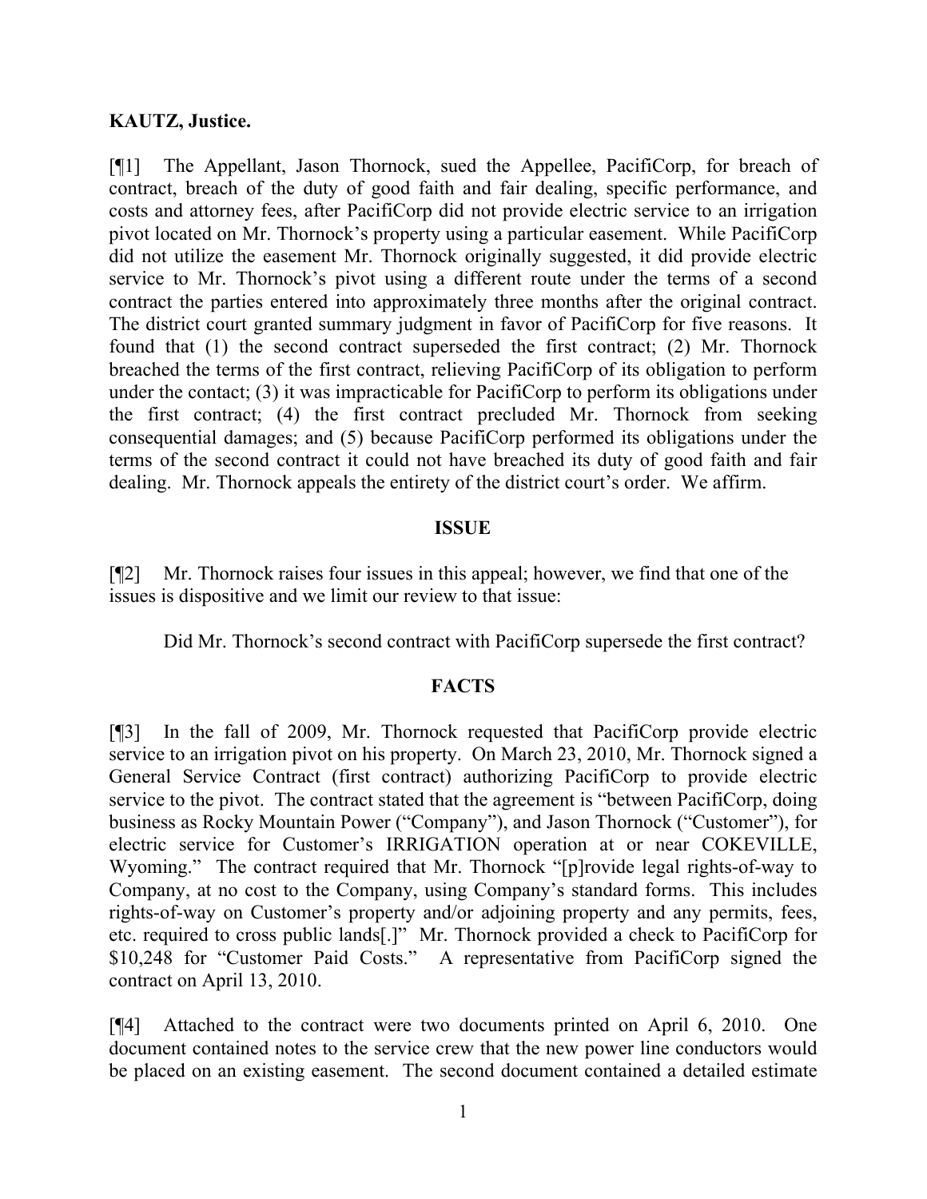**KAUTZ, Justice.**

[¶1] The Appellant, Jason Thornock, sued the Appellee, PacifiCorp, for breach of contract, breach of the duty of good faith and fair dealing, specific performance, and costs and attorney fees, after PacifiCorp did not provide electric service to an irrigation pivot located on Mr. Thornock's property using a particular easement. While PacifiCorp did not utilize the easement Mr. Thornock originally suggested, it did provide electric service to Mr. Thornock's pivot using a different route under the terms of a second contract the parties entered into approximately three months after the original contract. The district court granted summary judgment in favor of PacifiCorp for five reasons. It found that (1) the second contract superseded the first contract; (2) Mr. Thornock breached the terms of the first contract, relieving PacifiCorp of its obligation to perform under the contact; (3) it was impracticable for PacifiCorp to perform its obligations under the first contract; (4) the first contract precluded Mr. Thornock from seeking consequential damages; and (5) because PacifiCorp performed its obligations under the terms of the second contract it could not have breached its duty of good faith and fair dealing. Mr. Thornock appeals the entirety of the district court's order. We affirm.

## ISSUE

[¶2] Mr. Thornock raises four issues in this appeal; however, we find that one of the issues is dispositive and we limit our review to that issue:

> Did Mr. Thornock's second contract with PacifiCorp supersede the first contract?

## FACTS

[¶3] In the fall of 2009, Mr. Thornock requested that PacifiCorp provide electric service to an irrigation pivot on his property. On March 23, 2010, Mr. Thornock signed a General Service Contract (first contract) authorizing PacifiCorp to provide electric service to the pivot. The contract stated that the agreement is "between PacifiCorp, doing business as Rocky Mountain Power ("Company"), and Jason Thornock ("Customer"), for electric service for Customer's IRRIGATION operation at or near COKEVILLE, Wyoming." The contract required that Mr. Thornock "[p]rovide legal rights-of-way to Company, at no cost to the Company, using Company's standard forms. This includes rights-of-way on Customer's property and/or adjoining property and any permits, fees, etc. required to cross public lands[.]" Mr. Thornock provided a check to PacifiCorp for $10,248 for "Customer Paid Costs." A representative from PacifiCorp signed the contract on April 13, 2010.

[¶4] Attached to the contract were two documents printed on April 6, 2010. One document contained notes to the service crew that the new power line conductors would be placed on an existing easement. The second document contained a detailed estimate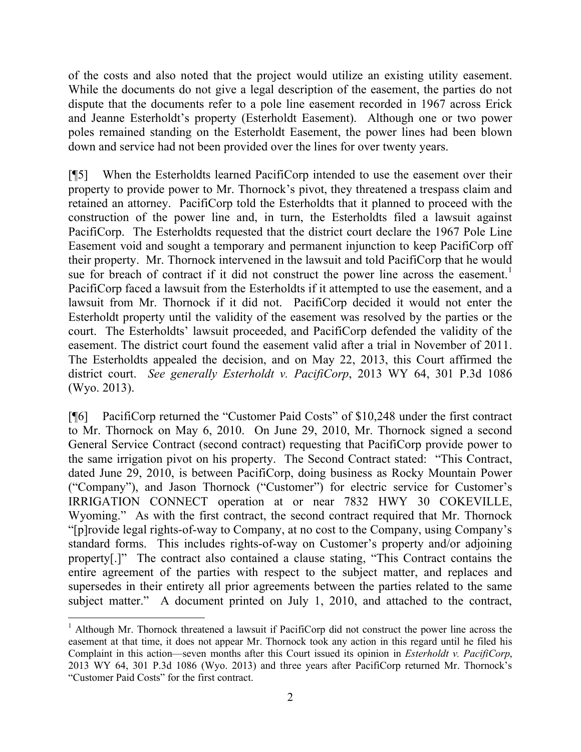of the costs and also noted that the project would utilize an existing utility easement. While the documents do not give a legal description of the easement, the parties do not dispute that the documents refer to a pole line easement recorded in 1967 across Erick and Jeanne Esterholdt's property (Esterholdt Easement). Although one or two power poles remained standing on the Esterholdt Easement, the power lines had been blown down and service had not been provided over the lines for over twenty years.

[¶5] When the Esterholdts learned PacifiCorp intended to use the easement over their property to provide power to Mr. Thornock's pivot, they threatened a trespass claim and retained an attorney. PacifiCorp told the Esterholdts that it planned to proceed with the construction of the power line and, in turn, the Esterholdts filed a lawsuit against PacifiCorp. The Esterholdts requested that the district court declare the 1967 Pole Line Easement void and sought a temporary and permanent injunction to keep PacifiCorp off their property. Mr. Thornock intervened in the lawsuit and told PacifiCorp that he would sue for breach of contract if it did not construct the power line across the easement.[1] PacifiCorp faced a lawsuit from the Esterholdts if it attempted to use the easement, and a lawsuit from Mr. Thornock if it did not. PacifiCorp decided it would not enter the Esterholdt property until the validity of the easement was resolved by the parties or the court. The Esterholdts' lawsuit proceeded, and PacifiCorp defended the validity of the easement. The district court found the easement valid after a trial in November of 2011. The Esterholdts appealed the decision, and on May 22, 2013, this Court affirmed the district court. *See generally Esterholdt v. PacifiCorp*, 2013 WY 64, 301 P.3d 1086 (Wyo. 2013).

[¶6] PacifiCorp returned the "Customer Paid Costs" of $10,248 under the first contract to Mr. Thornock on May 6, 2010. On June 29, 2010, Mr. Thornock signed a second General Service Contract (second contract) requesting that PacifiCorp provide power to the same irrigation pivot on his property. The Second Contract stated: "This Contract, dated June 29, 2010, is between PacifiCorp, doing business as Rocky Mountain Power ("Company"), and Jason Thornock ("Customer") for electric service for Customer's IRRIGATION CONNECT operation at or near 7832 HWY 30 COKEVILLE, Wyoming." As with the first contract, the second contract required that Mr. Thornock "[p]rovide legal rights-of-way to Company, at no cost to the Company, using Company's standard forms. This includes rights-of-way on Customer's property and/or adjoining property[.]" The contract also contained a clause stating, "This Contract contains the entire agreement of the parties with respect to the subject matter, and replaces and supersedes in their entirety all prior agreements between the parties related to the same subject matter." A document printed on July 1, 2010, and attached to the contract,

---

[1] Although Mr. Thornock threatened a lawsuit if PacifiCorp did not construct the power line across the easement at that time, it does not appear Mr. Thornock took any action in this regard until he filed his Complaint in this action—seven months after this Court issued its opinion in *Esterholdt v. PacifiCorp*, 2013 WY 64, 301 P.3d 1086 (Wyo. 2013) and three years after PacifiCorp returned Mr. Thornock's "Customer Paid Costs" for the first contract.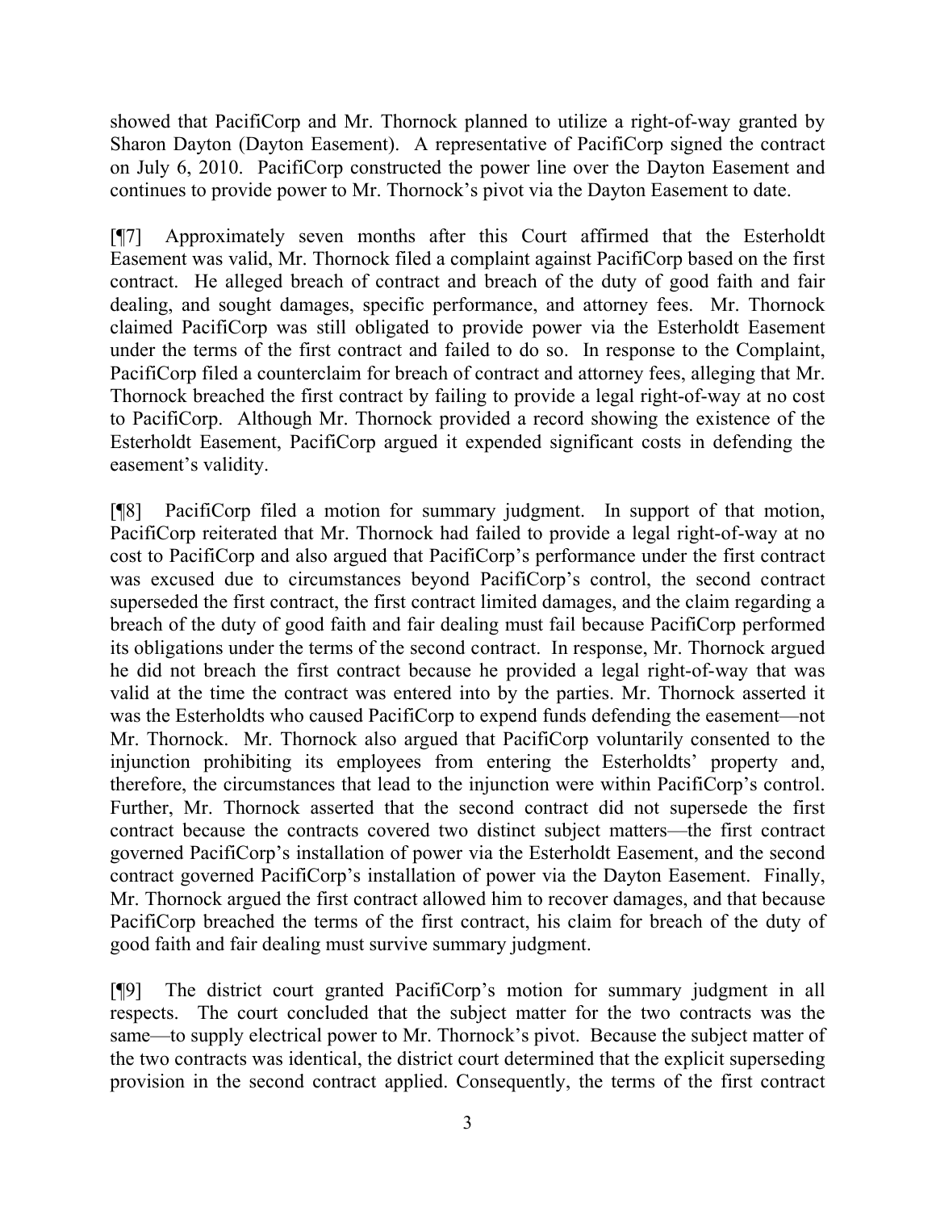showed that PacifiCorp and Mr. Thornock planned to utilize a right-of-way granted by Sharon Dayton (Dayton Easement). A representative of PacifiCorp signed the contract on July 6, 2010. PacifiCorp constructed the power line over the Dayton Easement and continues to provide power to Mr. Thornock's pivot via the Dayton Easement to date.

[¶7] Approximately seven months after this Court affirmed that the Esterholdt Easement was valid, Mr. Thornock filed a complaint against PacifiCorp based on the first contract. He alleged breach of contract and breach of the duty of good faith and fair dealing, and sought damages, specific performance, and attorney fees. Mr. Thornock claimed PacifiCorp was still obligated to provide power via the Esterholdt Easement under the terms of the first contract and failed to do so. In response to the Complaint, PacifiCorp filed a counterclaim for breach of contract and attorney fees, alleging that Mr. Thornock breached the first contract by failing to provide a legal right-of-way at no cost to PacifiCorp. Although Mr. Thornock provided a record showing the existence of the Esterholdt Easement, PacifiCorp argued it expended significant costs in defending the easement's validity.

[¶8] PacifiCorp filed a motion for summary judgment. In support of that motion, PacifiCorp reiterated that Mr. Thornock had failed to provide a legal right-of-way at no cost to PacifiCorp and also argued that PacifiCorp's performance under the first contract was excused due to circumstances beyond PacifiCorp's control, the second contract superseded the first contract, the first contract limited damages, and the claim regarding a breach of the duty of good faith and fair dealing must fail because PacifiCorp performed its obligations under the terms of the second contract. In response, Mr. Thornock argued he did not breach the first contract because he provided a legal right-of-way that was valid at the time the contract was entered into by the parties. Mr. Thornock asserted it was the Esterholdts who caused PacifiCorp to expend funds defending the easement—not Mr. Thornock. Mr. Thornock also argued that PacifiCorp voluntarily consented to the injunction prohibiting its employees from entering the Esterholdts' property and, therefore, the circumstances that lead to the injunction were within PacifiCorp's control. Further, Mr. Thornock asserted that the second contract did not supersede the first contract because the contracts covered two distinct subject matters—the first contract governed PacifiCorp's installation of power via the Esterholdt Easement, and the second contract governed PacifiCorp's installation of power via the Dayton Easement. Finally, Mr. Thornock argued the first contract allowed him to recover damages, and that because PacifiCorp breached the terms of the first contract, his claim for breach of the duty of good faith and fair dealing must survive summary judgment.

[¶9] The district court granted PacifiCorp's motion for summary judgment in all respects. The court concluded that the subject matter for the two contracts was the same—to supply electrical power to Mr. Thornock's pivot. Because the subject matter of the two contracts was identical, the district court determined that the explicit superseding provision in the second contract applied. Consequently, the terms of the first contract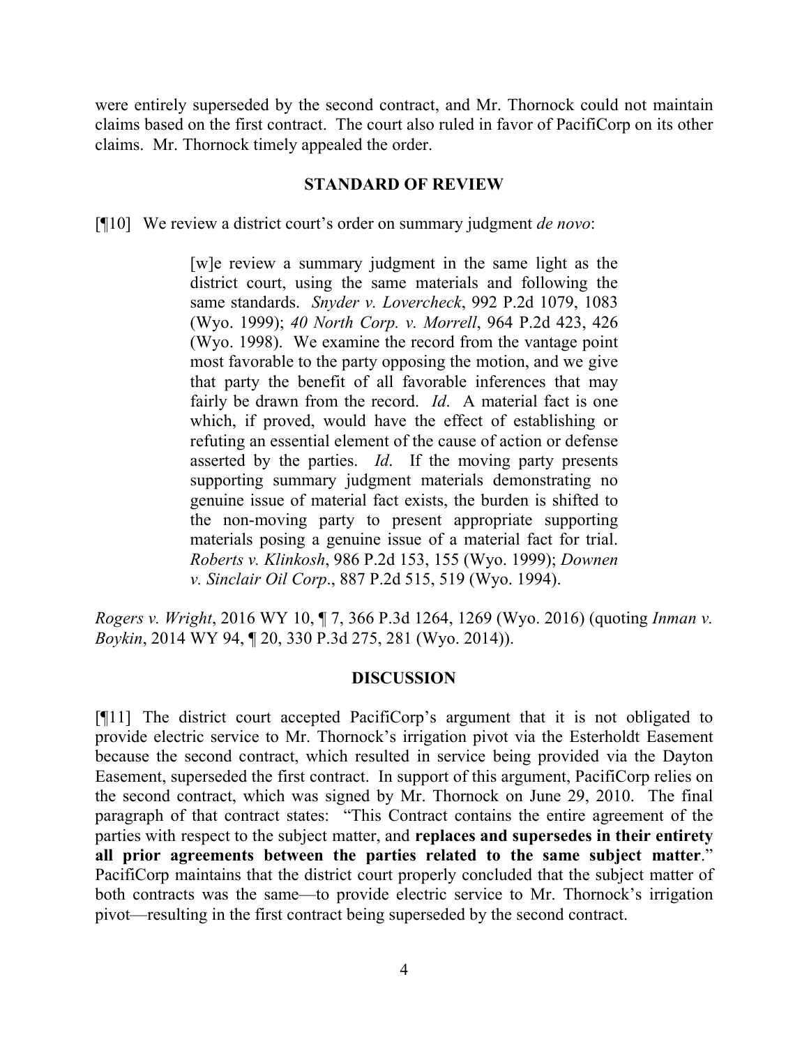were entirely superseded by the second contract, and Mr. Thornock could not maintain claims based on the first contract. The court also ruled in favor of PacifiCorp on its other claims. Mr. Thornock timely appealed the order.

## STANDARD OF REVIEW

[¶10] We review a district court's order on summary judgment *de novo*:

> [w]e review a summary judgment in the same light as the district court, using the same materials and following the same standards. *Snyder v. Lovercheck*, 992 P.2d 1079, 1083 (Wyo. 1999); *40 North Corp. v. Morrell*, 964 P.2d 423, 426 (Wyo. 1998). We examine the record from the vantage point most favorable to the party opposing the motion, and we give that party the benefit of all favorable inferences that may fairly be drawn from the record. *Id*. A material fact is one which, if proved, would have the effect of establishing or refuting an essential element of the cause of action or defense asserted by the parties. *Id*. If the moving party presents supporting summary judgment materials demonstrating no genuine issue of material fact exists, the burden is shifted to the non-moving party to present appropriate supporting materials posing a genuine issue of a material fact for trial. *Roberts v. Klinkosh*, 986 P.2d 153, 155 (Wyo. 1999); *Downen v. Sinclair Oil Corp*., 887 P.2d 515, 519 (Wyo. 1994).

*Rogers v. Wright*, 2016 WY 10, ¶ 7, 366 P.3d 1264, 1269 (Wyo. 2016) (quoting *Inman v. Boykin*, 2014 WY 94, ¶ 20, 330 P.3d 275, 281 (Wyo. 2014)).

## DISCUSSION

[¶11] The district court accepted PacifiCorp's argument that it is not obligated to provide electric service to Mr. Thornock's irrigation pivot via the Esterholdt Easement because the second contract, which resulted in service being provided via the Dayton Easement, superseded the first contract. In support of this argument, PacifiCorp relies on the second contract, which was signed by Mr. Thornock on June 29, 2010. The final paragraph of that contract states: "This Contract contains the entire agreement of the parties with respect to the subject matter, and **replaces and supersedes in their entirety all prior agreements between the parties related to the same subject matter**." PacifiCorp maintains that the district court properly concluded that the subject matter of both contracts was the same—to provide electric service to Mr. Thornock's irrigation pivot—resulting in the first contract being superseded by the second contract.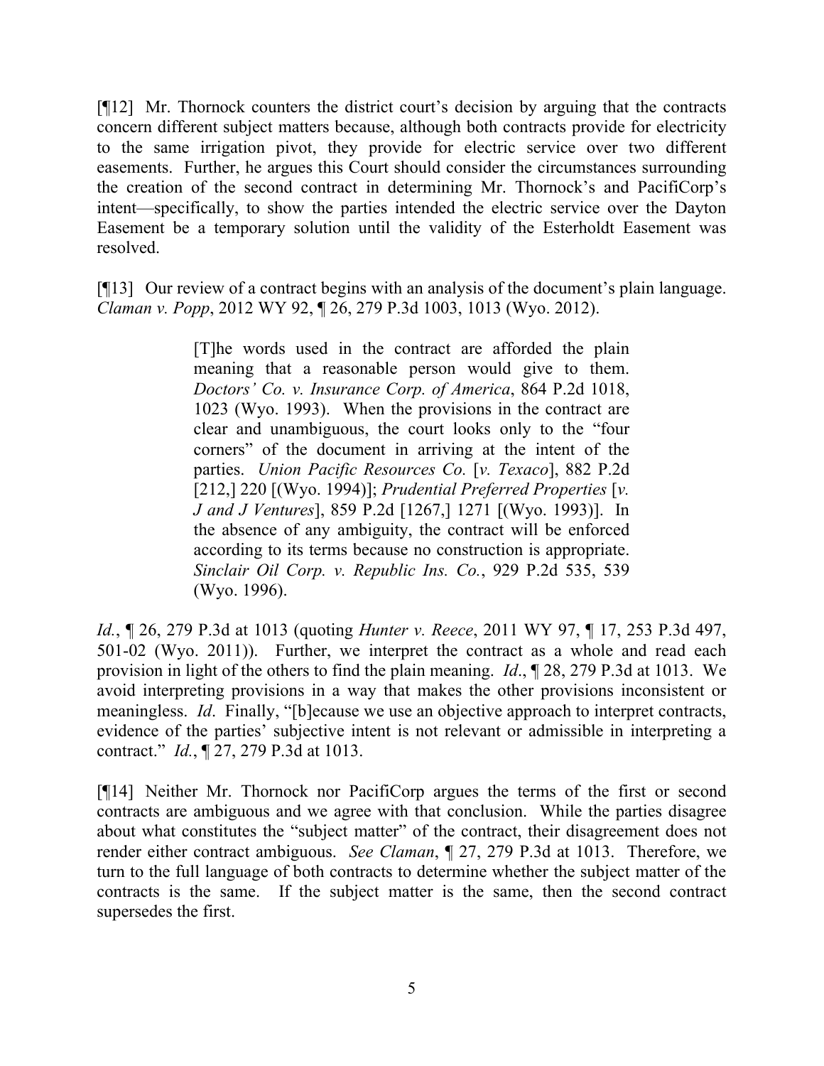[¶12] Mr. Thornock counters the district court's decision by arguing that the contracts concern different subject matters because, although both contracts provide for electricity to the same irrigation pivot, they provide for electric service over two different easements. Further, he argues this Court should consider the circumstances surrounding the creation of the second contract in determining Mr. Thornock's and PacifiCorp's intent—specifically, to show the parties intended the electric service over the Dayton Easement be a temporary solution until the validity of the Esterholdt Easement was resolved.

[¶13] Our review of a contract begins with an analysis of the document's plain language. *Claman v. Popp*, 2012 WY 92, ¶ 26, 279 P.3d 1003, 1013 (Wyo. 2012).

> [T]he words used in the contract are afforded the plain meaning that a reasonable person would give to them. *Doctors' Co. v. Insurance Corp. of America*, 864 P.2d 1018, 1023 (Wyo. 1993). When the provisions in the contract are clear and unambiguous, the court looks only to the "four corners" of the document in arriving at the intent of the parties. *Union Pacific Resources Co.* [*v. Texaco*], 882 P.2d [212,] 220 [(Wyo. 1994)]; *Prudential Preferred Properties* [*v. J and J Ventures*], 859 P.2d [1267,] 1271 [(Wyo. 1993)]. In the absence of any ambiguity, the contract will be enforced according to its terms because no construction is appropriate. *Sinclair Oil Corp. v. Republic Ins. Co.*, 929 P.2d 535, 539 (Wyo. 1996).

*Id.*, ¶ 26, 279 P.3d at 1013 (quoting *Hunter v. Reece*, 2011 WY 97, ¶ 17, 253 P.3d 497, 501-02 (Wyo. 2011)). Further, we interpret the contract as a whole and read each provision in light of the others to find the plain meaning. *Id*., ¶ 28, 279 P.3d at 1013. We avoid interpreting provisions in a way that makes the other provisions inconsistent or meaningless. *Id*. Finally, "[b]ecause we use an objective approach to interpret contracts, evidence of the parties' subjective intent is not relevant or admissible in interpreting a contract." *Id.*, ¶ 27, 279 P.3d at 1013.

[¶14] Neither Mr. Thornock nor PacifiCorp argues the terms of the first or second contracts are ambiguous and we agree with that conclusion. While the parties disagree about what constitutes the "subject matter" of the contract, their disagreement does not render either contract ambiguous. *See Claman*, ¶ 27, 279 P.3d at 1013. Therefore, we turn to the full language of both contracts to determine whether the subject matter of the contracts is the same. If the subject matter is the same, then the second contract supersedes the first.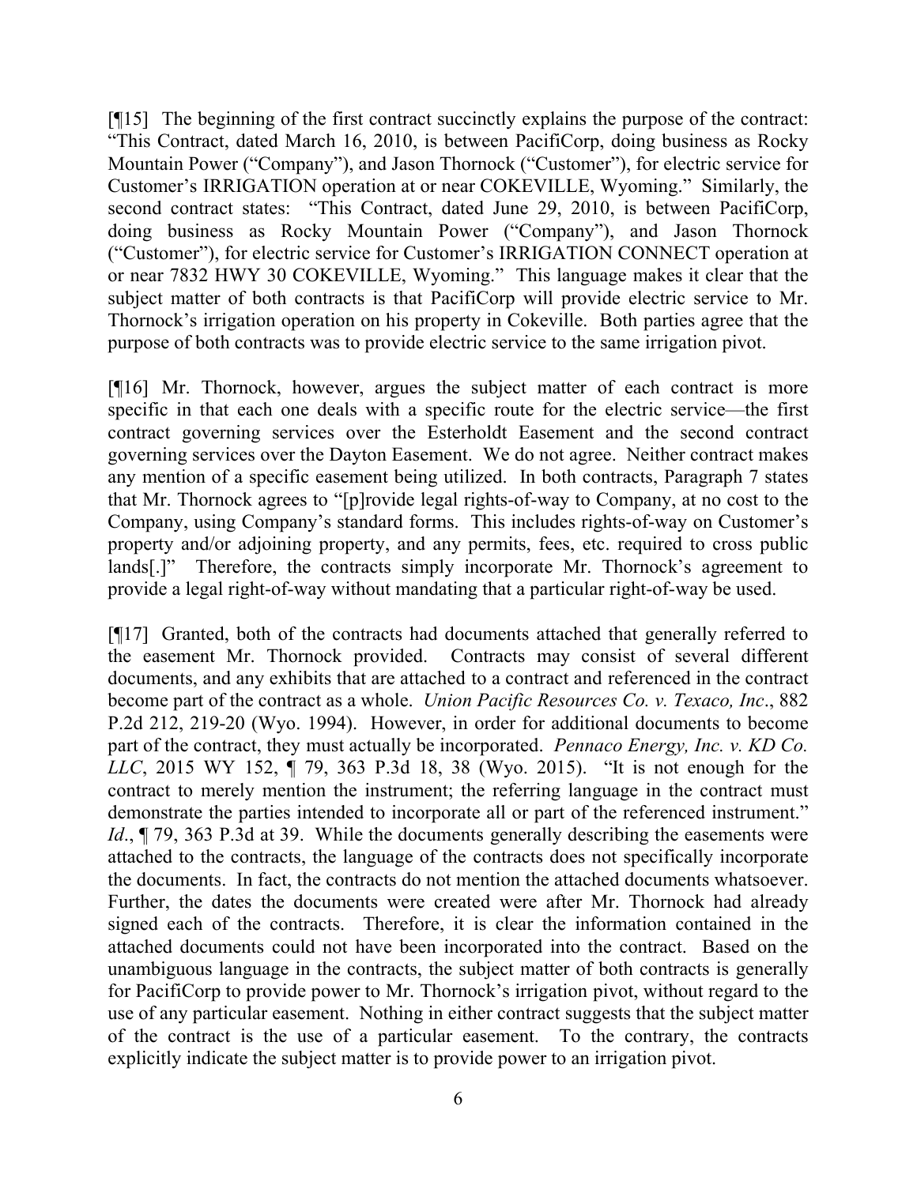[¶15] The beginning of the first contract succinctly explains the purpose of the contract: "This Contract, dated March 16, 2010, is between PacifiCorp, doing business as Rocky Mountain Power ("Company"), and Jason Thornock ("Customer"), for electric service for Customer's IRRIGATION operation at or near COKEVILLE, Wyoming." Similarly, the second contract states: "This Contract, dated June 29, 2010, is between PacifiCorp, doing business as Rocky Mountain Power ("Company"), and Jason Thornock ("Customer"), for electric service for Customer's IRRIGATION CONNECT operation at or near 7832 HWY 30 COKEVILLE, Wyoming." This language makes it clear that the subject matter of both contracts is that PacifiCorp will provide electric service to Mr. Thornock's irrigation operation on his property in Cokeville. Both parties agree that the purpose of both contracts was to provide electric service to the same irrigation pivot.

[¶16] Mr. Thornock, however, argues the subject matter of each contract is more specific in that each one deals with a specific route for the electric service—the first contract governing services over the Esterholdt Easement and the second contract governing services over the Dayton Easement. We do not agree. Neither contract makes any mention of a specific easement being utilized. In both contracts, Paragraph 7 states that Mr. Thornock agrees to "[p]rovide legal rights-of-way to Company, at no cost to the Company, using Company's standard forms. This includes rights-of-way on Customer's property and/or adjoining property, and any permits, fees, etc. required to cross public lands[.]" Therefore, the contracts simply incorporate Mr. Thornock's agreement to provide a legal right-of-way without mandating that a particular right-of-way be used.

[¶17] Granted, both of the contracts had documents attached that generally referred to the easement Mr. Thornock provided. Contracts may consist of several different documents, and any exhibits that are attached to a contract and referenced in the contract become part of the contract as a whole. *Union Pacific Resources Co. v. Texaco, Inc*., 882 P.2d 212, 219-20 (Wyo. 1994). However, in order for additional documents to become part of the contract, they must actually be incorporated. *Pennaco Energy, Inc. v. KD Co. LLC*, 2015 WY 152, ¶ 79, 363 P.3d 18, 38 (Wyo. 2015). "It is not enough for the contract to merely mention the instrument; the referring language in the contract must demonstrate the parties intended to incorporate all or part of the referenced instrument." *Id*., ¶ 79, 363 P.3d at 39. While the documents generally describing the easements were attached to the contracts, the language of the contracts does not specifically incorporate the documents. In fact, the contracts do not mention the attached documents whatsoever. Further, the dates the documents were created were after Mr. Thornock had already signed each of the contracts. Therefore, it is clear the information contained in the attached documents could not have been incorporated into the contract. Based on the unambiguous language in the contracts, the subject matter of both contracts is generally for PacifiCorp to provide power to Mr. Thornock's irrigation pivot, without regard to the use of any particular easement. Nothing in either contract suggests that the subject matter of the contract is the use of a particular easement. To the contrary, the contracts explicitly indicate the subject matter is to provide power to an irrigation pivot.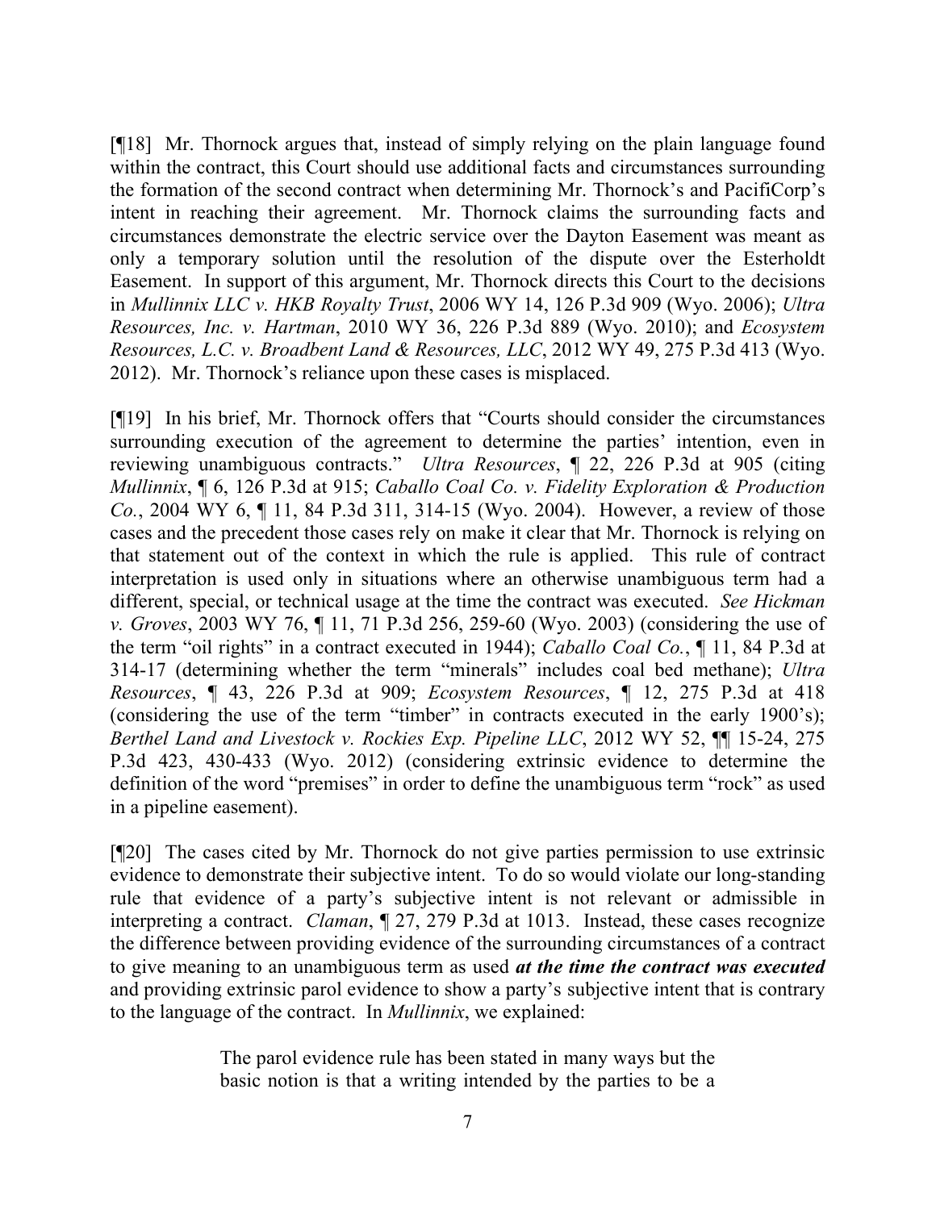[¶18] Mr. Thornock argues that, instead of simply relying on the plain language found within the contract, this Court should use additional facts and circumstances surrounding the formation of the second contract when determining Mr. Thornock's and PacifiCorp's intent in reaching their agreement. Mr. Thornock claims the surrounding facts and circumstances demonstrate the electric service over the Dayton Easement was meant as only a temporary solution until the resolution of the dispute over the Esterholdt Easement. In support of this argument, Mr. Thornock directs this Court to the decisions in *Mullinnix LLC v. HKB Royalty Trust*, 2006 WY 14, 126 P.3d 909 (Wyo. 2006); *Ultra Resources, Inc. v. Hartman*, 2010 WY 36, 226 P.3d 889 (Wyo. 2010); and *Ecosystem Resources, L.C. v. Broadbent Land & Resources, LLC*, 2012 WY 49, 275 P.3d 413 (Wyo. 2012). Mr. Thornock's reliance upon these cases is misplaced.

[¶19] In his brief, Mr. Thornock offers that "Courts should consider the circumstances surrounding execution of the agreement to determine the parties' intention, even in reviewing unambiguous contracts." *Ultra Resources*, ¶ 22, 226 P.3d at 905 (citing *Mullinnix*, ¶ 6, 126 P.3d at 915; *Caballo Coal Co. v. Fidelity Exploration & Production Co.*, 2004 WY 6, ¶ 11, 84 P.3d 311, 314-15 (Wyo. 2004). However, a review of those cases and the precedent those cases rely on make it clear that Mr. Thornock is relying on that statement out of the context in which the rule is applied. This rule of contract interpretation is used only in situations where an otherwise unambiguous term had a different, special, or technical usage at the time the contract was executed. *See Hickman v. Groves*, 2003 WY 76, ¶ 11, 71 P.3d 256, 259-60 (Wyo. 2003) (considering the use of the term "oil rights" in a contract executed in 1944); *Caballo Coal Co.*, ¶ 11, 84 P.3d at 314-17 (determining whether the term "minerals" includes coal bed methane); *Ultra Resources*, ¶ 43, 226 P.3d at 909; *Ecosystem Resources*, ¶ 12, 275 P.3d at 418 (considering the use of the term "timber" in contracts executed in the early 1900's); *Berthel Land and Livestock v. Rockies Exp. Pipeline LLC*, 2012 WY 52, ¶¶ 15-24, 275 P.3d 423, 430-433 (Wyo. 2012) (considering extrinsic evidence to determine the definition of the word "premises" in order to define the unambiguous term "rock" as used in a pipeline easement).

[¶20] The cases cited by Mr. Thornock do not give parties permission to use extrinsic evidence to demonstrate their subjective intent. To do so would violate our long-standing rule that evidence of a party's subjective intent is not relevant or admissible in interpreting a contract. *Claman*, ¶ 27, 279 P.3d at 1013. Instead, these cases recognize the difference between providing evidence of the surrounding circumstances of a contract to give meaning to an unambiguous term as used ***at the time the contract was executed*** and providing extrinsic parol evidence to show a party's subjective intent that is contrary to the language of the contract. In *Mullinnix*, we explained:

> The parol evidence rule has been stated in many ways but the basic notion is that a writing intended by the parties to be a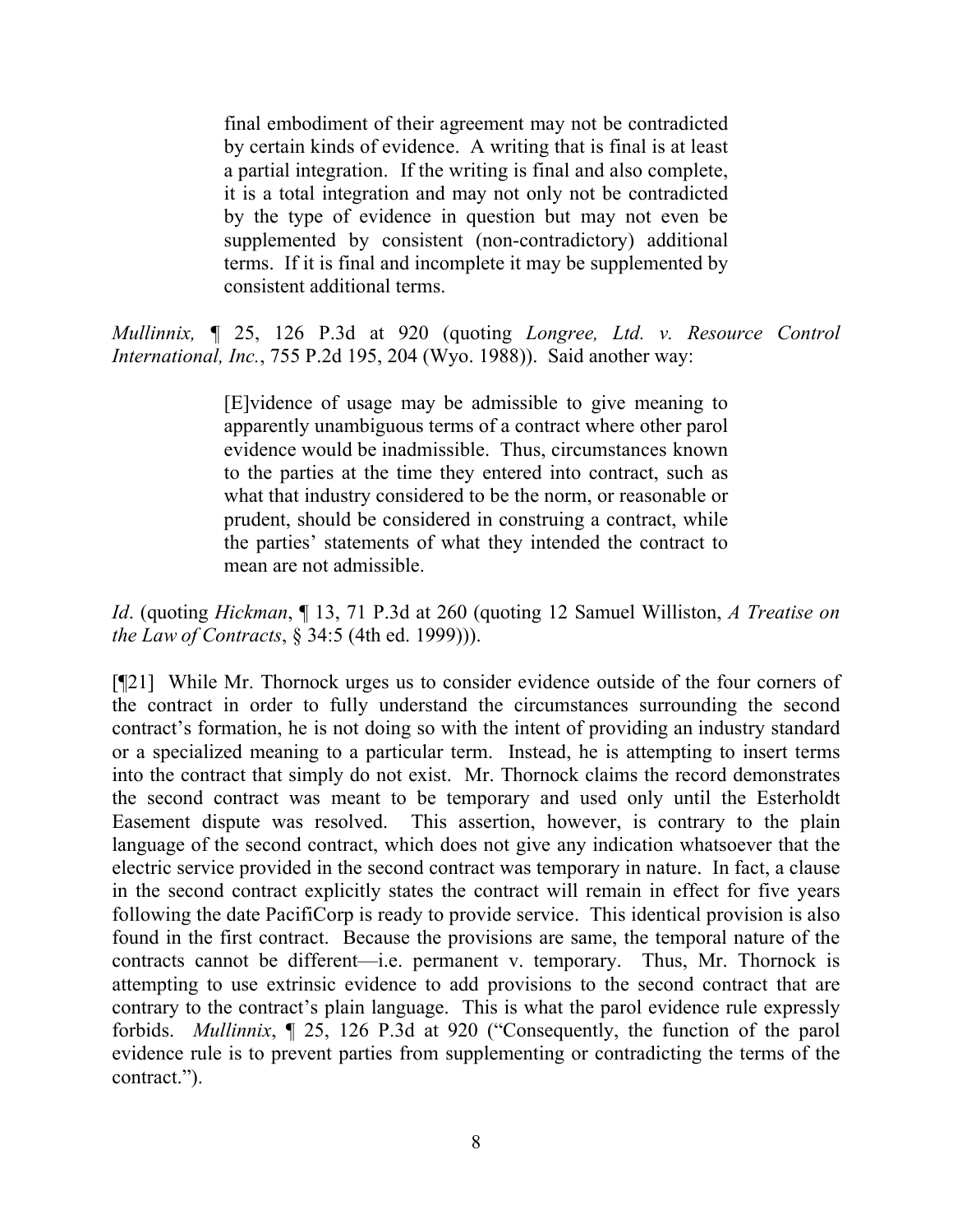> final embodiment of their agreement may not be contradicted by certain kinds of evidence. A writing that is final is at least a partial integration. If the writing is final and also complete, it is a total integration and may not only not be contradicted by the type of evidence in question but may not even be supplemented by consistent (non-contradictory) additional terms. If it is final and incomplete it may be supplemented by consistent additional terms.

*Mullinnix,* ¶ 25, 126 P.3d at 920 (quoting *Longree, Ltd. v. Resource Control International, Inc.*, 755 P.2d 195, 204 (Wyo. 1988)). Said another way:

> [E]vidence of usage may be admissible to give meaning to apparently unambiguous terms of a contract where other parol evidence would be inadmissible. Thus, circumstances known to the parties at the time they entered into contract, such as what that industry considered to be the norm, or reasonable or prudent, should be considered in construing a contract, while the parties' statements of what they intended the contract to mean are not admissible.

*Id*. (quoting *Hickman*, ¶ 13, 71 P.3d at 260 (quoting 12 Samuel Williston, *A Treatise on the Law of Contracts*, § 34:5 (4th ed. 1999))).

[¶21] While Mr. Thornock urges us to consider evidence outside of the four corners of the contract in order to fully understand the circumstances surrounding the second contract's formation, he is not doing so with the intent of providing an industry standard or a specialized meaning to a particular term. Instead, he is attempting to insert terms into the contract that simply do not exist. Mr. Thornock claims the record demonstrates the second contract was meant to be temporary and used only until the Esterholdt Easement dispute was resolved. This assertion, however, is contrary to the plain language of the second contract, which does not give any indication whatsoever that the electric service provided in the second contract was temporary in nature. In fact, a clause in the second contract explicitly states the contract will remain in effect for five years following the date PacifiCorp is ready to provide service. This identical provision is also found in the first contract. Because the provisions are same, the temporal nature of the contracts cannot be different—i.e. permanent v. temporary. Thus, Mr. Thornock is attempting to use extrinsic evidence to add provisions to the second contract that are contrary to the contract's plain language. This is what the parol evidence rule expressly forbids. *Mullinnix*, ¶ 25, 126 P.3d at 920 ("Consequently, the function of the parol evidence rule is to prevent parties from supplementing or contradicting the terms of the contract.").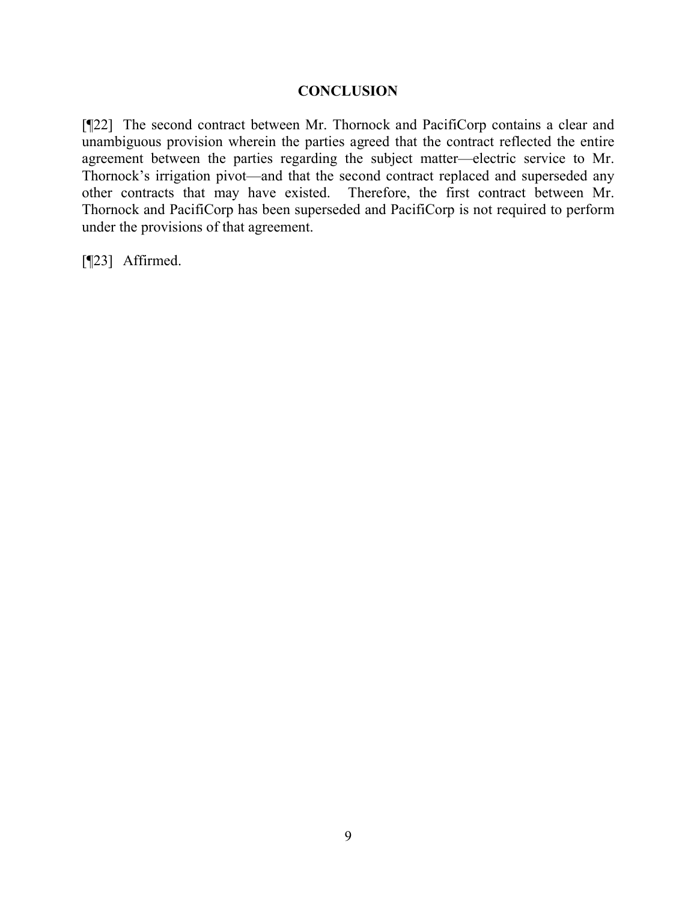## CONCLUSION

[¶22] The second contract between Mr. Thornock and PacifiCorp contains a clear and unambiguous provision wherein the parties agreed that the contract reflected the entire agreement between the parties regarding the subject matter—electric service to Mr. Thornock's irrigation pivot—and that the second contract replaced and superseded any other contracts that may have existed. Therefore, the first contract between Mr. Thornock and PacifiCorp has been superseded and PacifiCorp is not required to perform under the provisions of that agreement.

[¶23] Affirmed.